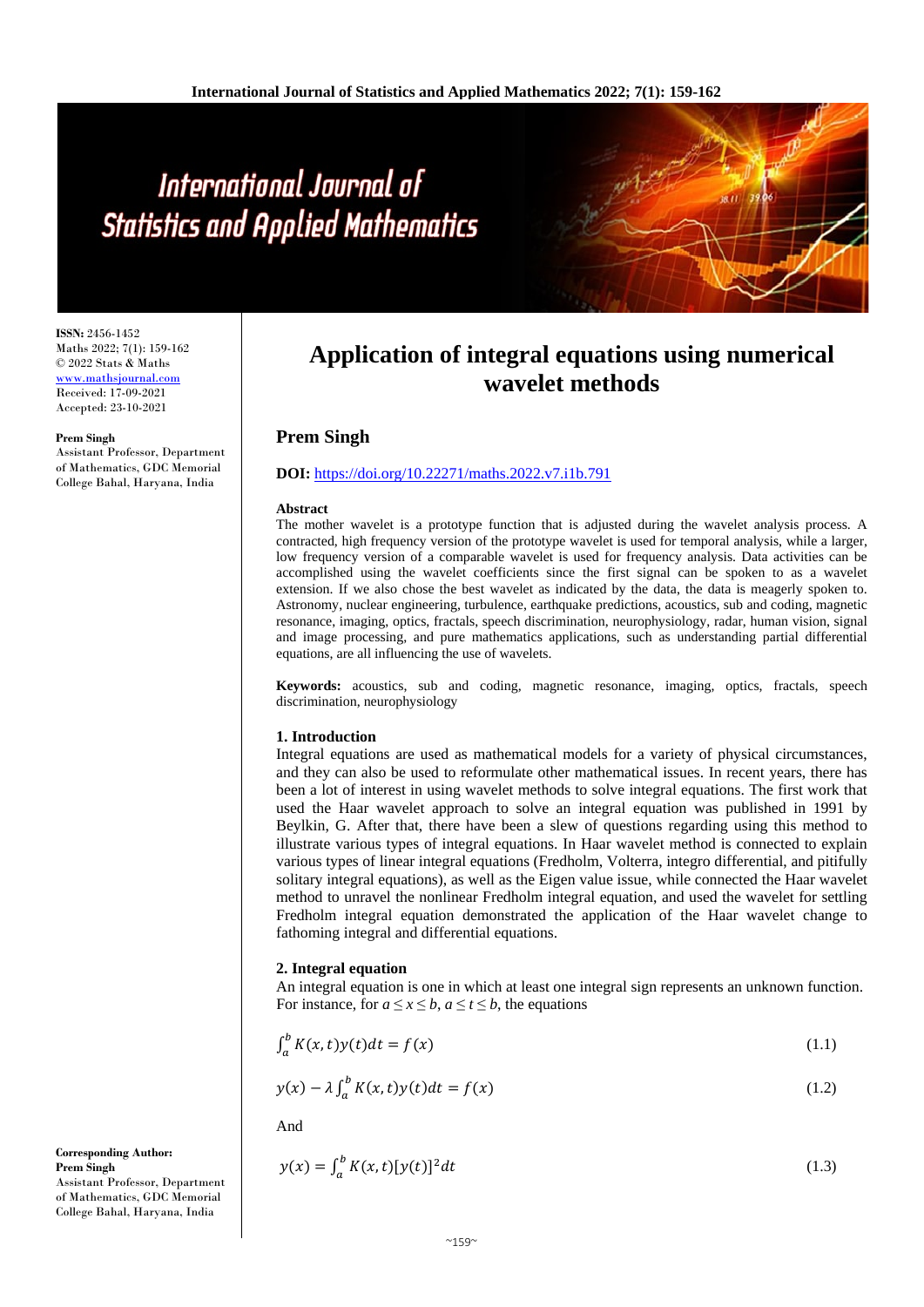# Application of integral equations using numerical wavelet methods

**Prem Singh**

**DOI:** https://doi.org/10.22271/maths.2022.v7.i1b.791

**ISSN:** 2456-1452
Maths 2022; 7(1): 159-162
© 2022 Stats & Maths
www.mathsjournal.com
Received: 17-09-2021
Accepted: 23-10-2021

**Prem Singh**
Assistant Professor, Department of Mathematics, GDC Memorial College Bahal, Haryana, India

**Corresponding Author:**
**Prem Singh**
Assistant Professor, Department of Mathematics, GDC Memorial College Bahal, Haryana, India

### Abstract

The mother wavelet is a prototype function that is adjusted during the wavelet analysis process. A contracted, high frequency version of the prototype wavelet is used for temporal analysis, while a larger, low frequency version of a comparable wavelet is used for frequency analysis. Data activities can be accomplished using the wavelet coefficients since the first signal can be spoken to as a wavelet extension. If we also chose the best wavelet as indicated by the data, the data is meagerly spoken to. Astronomy, nuclear engineering, turbulence, earthquake predictions, acoustics, sub and coding, magnetic resonance, imaging, optics, fractals, speech discrimination, neurophysiology, radar, human vision, signal and image processing, and pure mathematics applications, such as understanding partial differential equations, are all influencing the use of wavelets.

**Keywords:** acoustics, sub and coding, magnetic resonance, imaging, optics, fractals, speech discrimination, neurophysiology

## 1. Introduction

Integral equations are used as mathematical models for a variety of physical circumstances, and they can also be used to reformulate other mathematical issues. In recent years, there has been a lot of interest in using wavelet methods to solve integral equations. The first work that used the Haar wavelet approach to solve an integral equation was published in 1991 by Beylkin, G. After that, there have been a slew of questions regarding using this method to illustrate various types of integral equations. In Haar wavelet method is connected to explain various types of linear integral equations (Fredholm, Volterra, integro differential, and pitifully solitary integral equations), as well as the Eigen value issue, while connected the Haar wavelet method to unravel the nonlinear Fredholm integral equation, and used the wavelet for settling Fredholm integral equation demonstrated the application of the Haar wavelet change to fathoming integral and differential equations.

## 2. Integral equation

An integral equation is one in which at least one integral sign represents an unknown function. For instance, for $a \le x \le b$, $a \le t \le b$, the equations

$$\int_a^b K(x,t)y(t)dt = f(x) \tag{1.1}$$

$$y(x) - \lambda \int_a^b K(x,t)y(t)dt = f(x) \tag{1.2}$$

And

$$y(x) = \int_a^b K(x,t)[y(t)]^2 dt \tag{1.3}$$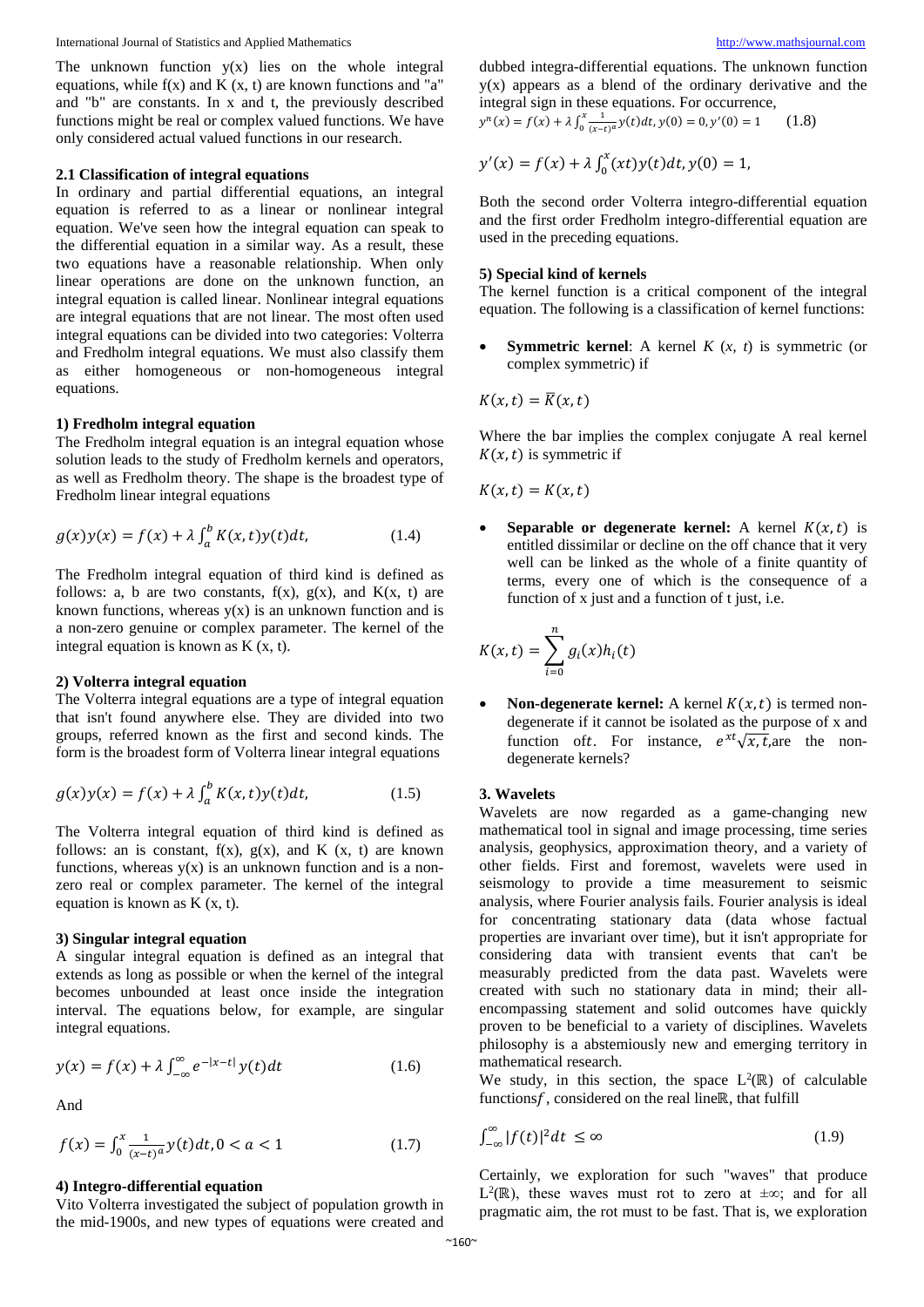The unknown function y(x) lies on the whole integral equations, while f(x) and K (x, t) are known functions and "a" and "b" are constants. In x and t, the previously described functions might be real or complex valued functions. We have only considered actual valued functions in our research.

### 2.1 Classification of integral equations

In ordinary and partial differential equations, an integral equation is referred to as a linear or nonlinear integral equation. We've seen how the integral equation can speak to the differential equation in a similar way. As a result, these two equations have a reasonable relationship. When only linear operations are done on the unknown function, an integral equation is called linear. Nonlinear integral equations are integral equations that are not linear. The most often used integral equations can be divided into two categories: Volterra and Fredholm integral equations. We must also classify them as either homogeneous or non-homogeneous integral equations.

**1) Fredholm integral equation**

The Fredholm integral equation is an integral equation whose solution leads to the study of Fredholm kernels and operators, as well as Fredholm theory. The shape is the broadest type of Fredholm linear integral equations

$$g(x)y(x) = f(x) + \lambda \int_a^b K(x,t)y(t)dt, \tag{1.4}$$

The Fredholm integral equation of third kind is defined as follows: a, b are two constants, f(x), g(x), and K(x, t) are known functions, whereas y(x) is an unknown function and is a non-zero genuine or complex parameter. The kernel of the integral equation is known as K (x, t).

**2) Volterra integral equation**

The Volterra integral equations are a type of integral equation that isn't found anywhere else. They are divided into two groups, referred known as the first and second kinds. The form is the broadest form of Volterra linear integral equations

$$g(x)y(x) = f(x) + \lambda \int_a^b K(x,t)y(t)dt, \tag{1.5}$$

The Volterra integral equation of third kind is defined as follows: an is constant, f(x), g(x), and K (x, t) are known functions, whereas y(x) is an unknown function and is a non-zero real or complex parameter. The kernel of the integral equation is known as K (x, t).

**3) Singular integral equation**

A singular integral equation is defined as an integral that extends as long as possible or when the kernel of the integral becomes unbounded at least once inside the integration interval. The equations below, for example, are singular integral equations.

$$y(x) = f(x) + \lambda \int_{-\infty}^{\infty} e^{-|x-t|} y(t)dt \tag{1.6}$$

And

$$f(x) = \int_0^x \frac{1}{(x-t)^a} y(t)dt, 0 < a < 1 \tag{1.7}$$

**4) Integro-differential equation**

Vito Volterra investigated the subject of population growth in the mid-1900s, and new types of equations were created and dubbed integra-differential equations. The unknown function y(x) appears as a blend of the ordinary derivative and the integral sign in these equations. For occurrence,

$$y^n(x) = f(x) + \lambda \int_0^x \frac{1}{(x-t)^a} y(t)dt, y(0) = 0, y'(0) = 1 \tag{1.8}$$

$$y'(x) = f(x) + \lambda \int_0^x (xt)y(t)dt, y(0) = 1,$$

Both the second order Volterra integro-differential equation and the first order Fredholm integro-differential equation are used in the preceding equations.

**5) Special kind of kernels**

The kernel function is a critical component of the integral equation. The following is a classification of kernel functions:

- **Symmetric kernel**: A kernel *K* (*x*, *t*) is symmetric (or complex symmetric) if

$$K(x,t) = \bar{K}(x,t)$$

Where the bar implies the complex conjugate A real kernel $K(x,t)$ is symmetric if

$$K(x,t) = K(x,t)$$

- **Separable or degenerate kernel:** A kernel $K(x,t)$ is entitled dissimilar or decline on the off chance that it very well can be linked as the whole of a finite quantity of terms, every one of which is the consequence of a function of x just and a function of t just, i.e.

$$K(x,t) = \sum_{i=0}^{n} g_i(x)h_i(t)$$

- **Non-degenerate kernel:** A kernel $K(x,t)$ is termed non-degenerate if it cannot be isolated as the purpose of x and function of $t$. For instance, $e^{xt}\sqrt{x,t}$,are the non-degenerate kernels?

## 3. Wavelets

Wavelets are now regarded as a game-changing new mathematical tool in signal and image processing, time series analysis, geophysics, approximation theory, and a variety of other fields. First and foremost, wavelets were used in seismology to provide a time measurement to seismic analysis, where Fourier analysis fails. Fourier analysis is ideal for concentrating stationary data (data whose factual properties are invariant over time), but it isn't appropriate for considering data with transient events that can't be measurably predicted from the data past. Wavelets were created with such no stationary data in mind; their all-encompassing statement and solid outcomes have quickly proven to be beneficial to a variety of disciplines. Wavelets philosophy is a abstemiously new and emerging territory in mathematical research.

We study, in this section, the space $L^2(\mathbb{R})$ of calculable functions$f$, considered on the real line$\mathbb{R}$, that fulfill

$$\int_{-\infty}^{\infty} |f(t)|^2 dt \leq \infty \tag{1.9}$$

Certainly, we exploration for such "waves" that produce $L^2(\mathbb{R})$, these waves must rot to zero at $\pm\infty$; and for all pragmatic aim, the rot must to be fast. That is, we exploration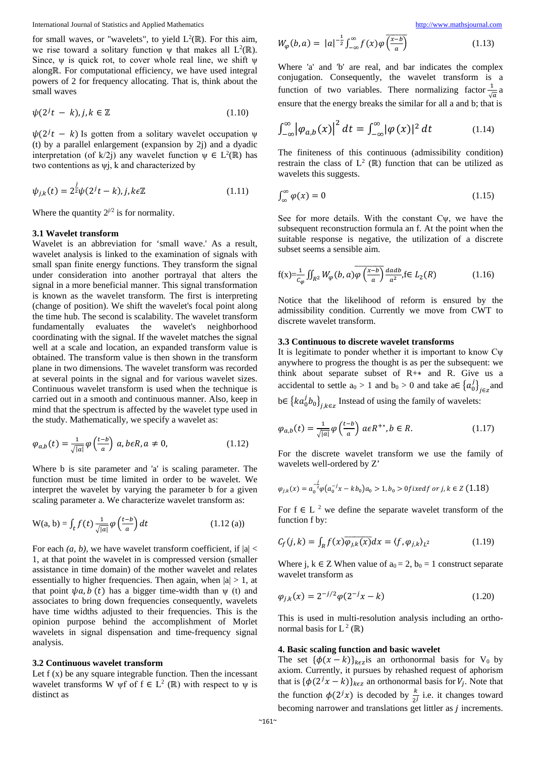for small waves, or "wavelets", to yield $L^2(\mathbb{R})$. For this aim, we rise toward a solitary function ψ that makes all $L^2(\mathbb{R})$. Since, ψ is quick rot, to cover whole real line, we shift ψ along$\mathbb{R}$. For computational efficiency, we have used integral powers of 2 for frequency allocating. That is, think about the small waves

$$\psi(2^j t - k), j, k \in \mathbb{Z} \tag{1.10}$$

$\psi(2^j t - k)$ Is gotten from a solitary wavelet occupation ψ (t) by a parallel enlargement (expansion by 2j) and a dyadic interpretation (of k/2j) any wavelet function $\psi \in L^2(\mathbb{R})$ has two contentions as ψj, k and characterized by

$$\psi_{j,k}(t) = 2^{\frac{j}{2}}\psi(2^j t - k), j, k\epsilon\mathbb{Z} \tag{1.11}$$

Where the quantity $2^{j/2}$ is for normality.

### 3.1 Wavelet transform

Wavelet is an abbreviation for 'small wave.' As a result, wavelet analysis is linked to the examination of signals with small span finite energy functions. They transform the signal under consideration into another portrayal that alters the signal in a more beneficial manner. This signal transformation is known as the wavelet transform. The first is interpreting (change of position). We shift the wavelet's focal point along the time hub. The second is scalability. The wavelet transform fundamentally evaluates the wavelet's neighborhood coordinating with the signal. If the wavelet matches the signal well at a scale and location, an expanded transform value is obtained. The transform value is then shown in the transform plane in two dimensions. The wavelet transform was recorded at several points in the signal and for various wavelet sizes. Continuous wavelet transform is used when the technique is carried out in a smooth and continuous manner. Also, keep in mind that the spectrum is affected by the wavelet type used in the study. Mathematically, we specify a wavelet as:

$$\varphi_{a,b}(t) = \frac{1}{\sqrt{|a|}}\varphi\left(\frac{t-b}{a}\right) \; a, b\epsilon R, a \neq 0, \tag{1.12}$$

Where b is site parameter and 'a' is scaling parameter. The function must be time limited in order to be wavelet. We interpret the wavelet by varying the parameter b for a given scaling parameter a. We characterize wavelet transform as:

$$\text{W(a, b)} = \int_t f(t)\frac{1}{\sqrt{|a|}}\varphi\left(\frac{t-b}{a}\right)dt \tag{1.12 (a)}$$

For each *(a, b),* we have wavelet transform coefficient, if $|a| < 1$, at that point the wavelet in is compressed version (smaller assistance in time domain) of the mother wavelet and relates essentially to higher frequencies. Then again, when $|a| > 1$, at that point $\psi a, b\,(t)$ has a bigger time-width than ψ (t) and associates to bring down frequencies consequently, wavelets have time widths adjusted to their frequencies. This is the opinion purpose behind the accomplishment of Morlet wavelets in signal dispensation and time-frequency signal analysis.

### 3.2 Continuous wavelet transform

Let f (x) be any square integrable function. Then the incessant wavelet transforms W ψf of $f \in L^2(\mathbb{R})$ with respect to ψ is distinct as

$$W_\varphi(b, a) = |a|^{-\frac{1}{2}}\int_{-\infty}^{\infty} f(x)\overline{\varphi\left(\frac{x-b}{a}\right)} \tag{1.13}$$

Where 'a' and 'b' are real, and bar indicates the complex conjugation. Consequently, the wavelet transform is a function of two variables. There normalizing factor $\frac{1}{\sqrt{a}}$ a ensure that the energy breaks the similar for all a and b; that is

$$\int_{-\infty}^{\infty}\left|\varphi_{a,b}(x)\right|^2 dt = \int_{-\infty}^{\infty}|\varphi(x)|^2 dt \tag{1.14}$$

The finiteness of this continuous (admissibility condition) restrain the class of $L^2(\mathbb{R})$ function that can be utilized as wavelets this suggests.

$$\int_{\infty}^{\infty}\varphi(x) = 0 \tag{1.15}$$

See for more details. With the constant Cψ, we have the subsequent reconstruction formula an f. At the point when the suitable response is negative, the utilization of a discrete subset seems a sensible aim.

$$\text{f(x)}=\frac{1}{C_\varphi}\iint_{R^2} W_\varphi(b, a)\overline{\varphi\left(\frac{x-b}{a}\right)}\frac{dadb}{a^2}, \text{f}\in L_2(R) \tag{1.16}$$

Notice that the likelihood of reform is ensured by the admissibility condition. Currently we move from CWT to discrete wavelet transform.

### 3.3 Continuous to discrete wavelet transforms

It is legitimate to ponder whether it is important to know Cψ anywhere to progress the thought is as per the subsequent: we think about separate subset of R+∗ and R. Give us a accidental to settle $a_0 > 1$ and $b_0 > 0$ and take $a\in\left\{a_0^j\right\}_{j\epsilon z}$ and $b\in\left\{ka_0^j b_0\right\}_{j,k\epsilon z}$ Instead of using the family of wavelets:

$$\varphi_{a,b}(t) = \frac{1}{\sqrt{|a|}}\varphi\left(\frac{t-b}{a}\right) \; a\epsilon R^{+*}, b \in R. \tag{1.17}$$

For the discrete wavelet transform we use the family of wavelets well-ordered by Z'

$$\varphi_{j,k}(x) = a_0^{-\frac{j}{2}}\varphi\left(a_0^{-j}x - kb_0\right)a_0 > 1, b_0 > 0 \text{ fixed for } j, k \in Z \tag{1.18}$$

For $f \in L^2$ we define the separate wavelet transform of the function f by:

$$C_f(j, k) = \int_R f(x)\overline{\varphi_{j,k}(x)}dx = \langle f, \varphi_{j,k}\rangle_{L^2} \tag{1.19}$$

Where j, k ∈ Z When value of $a_0 = 2$, $b_0 = 1$ construct separate wavelet transform as

$$\varphi_{j,k}(x) = 2^{-j/2}\varphi(2^{-j}x - k) \tag{1.20}$$

This is used in multi-resolution analysis including an ortho-normal basis for $L^2(\mathbb{R})$

## 4. Basic scaling function and basic wavelet

The set $\{\phi(x-k)\}_{k\epsilon z}$ is an orthonormal basis for $V_0$ by axiom. Currently, it pursues by rehashed request of aphorism that is $\{\phi(2^j x - k)\}_{k\epsilon z}$ an orthonormal basis for $V_j$. Note that the function $\phi(2^j x)$ is decoded by $\frac{k}{2^j}$ i.e. it changes toward becoming narrower and translations get littler as $j$ increments.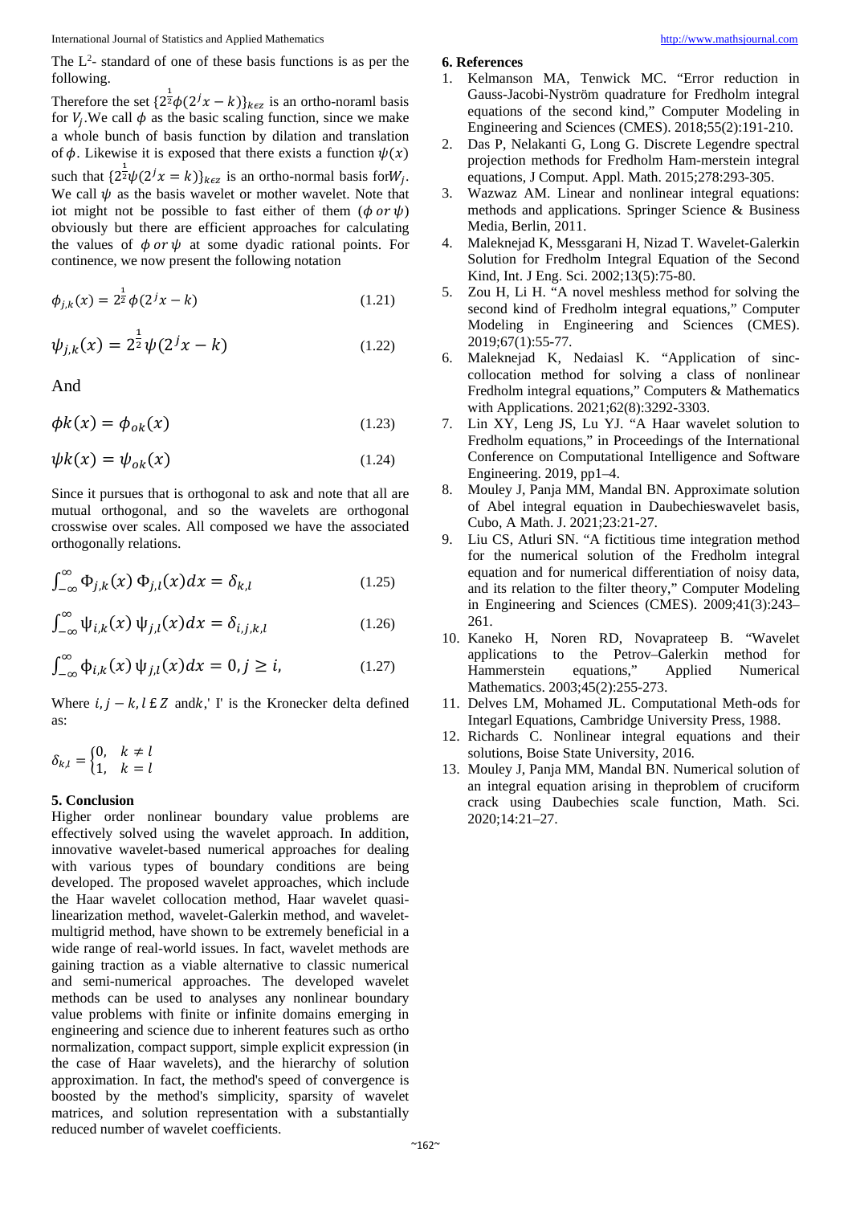The $L^2$- standard of one of these basis functions is as per the following.

Therefore the set $\{2^{\frac{j}{2}}\phi(2^j x - k)\}_{k\epsilon z}$ is an ortho-noraml basis for $V_j$.We call $\phi$ as the basic scaling function, since we make a whole bunch of basis function by dilation and translation of $\phi$. Likewise it is exposed that there exists a function $\psi(x)$ such that $\{2^{\frac{j}{2}}\psi(2^j x = k)\}_{k\epsilon z}$ is an ortho-normal basis for$W_j$. We call $\psi$ as the basis wavelet or mother wavelet. Note that iot might not be possible to fast either of them $(\phi\ or\ \psi)$ obviously but there are efficient approaches for calculating the values of $\phi\ or\ \psi$ at some dyadic rational points. For continence, we now present the following notation

$$\phi_{j,k}(x) = 2^{\frac{1}{2}}\phi(2^j x - k) \tag{1.21}$$

$$\psi_{j,k}(x) = 2^{\frac{1}{2}}\psi(2^j x - k) \tag{1.22}$$

And

$$\phi k(x) = \phi_{ok}(x) \tag{1.23}$$

$$\psi k(x) = \psi_{ok}(x) \tag{1.24}$$

Since it pursues that is orthogonal to ask and note that all are mutual orthogonal, and so the wavelets are orthogonal crosswise over scales. All composed we have the associated orthogonally relations.

$$\int_{-\infty}^{\infty} \Phi_{j,k}(x)\, \Phi_{j,l}(x)dx = \delta_{k,l} \tag{1.25}$$

$$\int_{-\infty}^{\infty} \psi_{i,k}(x)\, \psi_{j,l}(x)dx = \delta_{i,j,k,l} \tag{1.26}$$

$$\int_{-\infty}^{\infty} \phi_{i,k}(x)\, \psi_{j,l}(x)dx = 0, j \geq i, \tag{1.27}$$

Where $i, j - k, l \pounds Z$ and$k$,' I' is the Kronecker delta defined as:

$$\delta_{k,l} = \begin{cases} 0, & k \neq l \\ 1, & k = l \end{cases}$$

## 5. Conclusion

Higher order nonlinear boundary value problems are effectively solved using the wavelet approach. In addition, innovative wavelet-based numerical approaches for dealing with various types of boundary conditions are being developed. The proposed wavelet approaches, which include the Haar wavelet collocation method, Haar wavelet quasi-linearization method, wavelet-Galerkin method, and wavelet-multigrid method, have shown to be extremely beneficial in a wide range of real-world issues. In fact, wavelet methods are gaining traction as a viable alternative to classic numerical and semi-numerical approaches. The developed wavelet methods can be used to analyses any nonlinear boundary value problems with finite or infinite domains emerging in engineering and science due to inherent features such as ortho normalization, compact support, simple explicit expression (in the case of Haar wavelets), and the hierarchy of solution approximation. In fact, the method's speed of convergence is boosted by the method's simplicity, sparsity of wavelet matrices, and solution representation with a substantially reduced number of wavelet coefficients.

## 6. References

1. Kelmanson MA, Tenwick MC. "Error reduction in Gauss-Jacobi-Nyström quadrature for Fredholm integral equations of the second kind," Computer Modeling in Engineering and Sciences (CMES). 2018;55(2):191-210.
2. Das P, Nelakanti G, Long G. Discrete Legendre spectral projection methods for Fredholm Ham-merstein integral equations, J Comput. Appl. Math. 2015;278:293-305.
3. Wazwaz AM. Linear and nonlinear integral equations: methods and applications. Springer Science & Business Media, Berlin, 2011.
4. Maleknejad K, Messgarani H, Nizad T. Wavelet-Galerkin Solution for Fredholm Integral Equation of the Second Kind, Int. J Eng. Sci. 2002;13(5):75-80.
5. Zou H, Li H. "A novel meshless method for solving the second kind of Fredholm integral equations," Computer Modeling in Engineering and Sciences (CMES). 2019;67(1):55-77.
6. Maleknejad K, Nedaiasl K. "Application of sinc-collocation method for solving a class of nonlinear Fredholm integral equations," Computers & Mathematics with Applications. 2021;62(8):3292-3303.
7. Lin XY, Leng JS, Lu YJ. "A Haar wavelet solution to Fredholm equations," in Proceedings of the International Conference on Computational Intelligence and Software Engineering. 2019, pp1–4.
8. Mouley J, Panja MM, Mandal BN. Approximate solution of Abel integral equation in Daubechieswavelet basis, Cubo, A Math. J. 2021;23:21-27.
9. Liu CS, Atluri SN. "A fictitious time integration method for the numerical solution of the Fredholm integral equation and for numerical differentiation of noisy data, and its relation to the filter theory," Computer Modeling in Engineering and Sciences (CMES). 2009;41(3):243–261.
10. Kaneko H, Noren RD, Novaprateep B. "Wavelet applications to the Petrov–Galerkin method for Hammerstein equations," Applied Numerical Mathematics. 2003;45(2):255-273.
11. Delves LM, Mohamed JL. Computational Meth-ods for Integarl Equations, Cambridge University Press, 1988.
12. Richards C. Nonlinear integral equations and their solutions, Boise State University, 2016.
13. Mouley J, Panja MM, Mandal BN. Numerical solution of an integral equation arising in theproblem of cruciform crack using Daubechies scale function, Math. Sci. 2020;14:21–27.